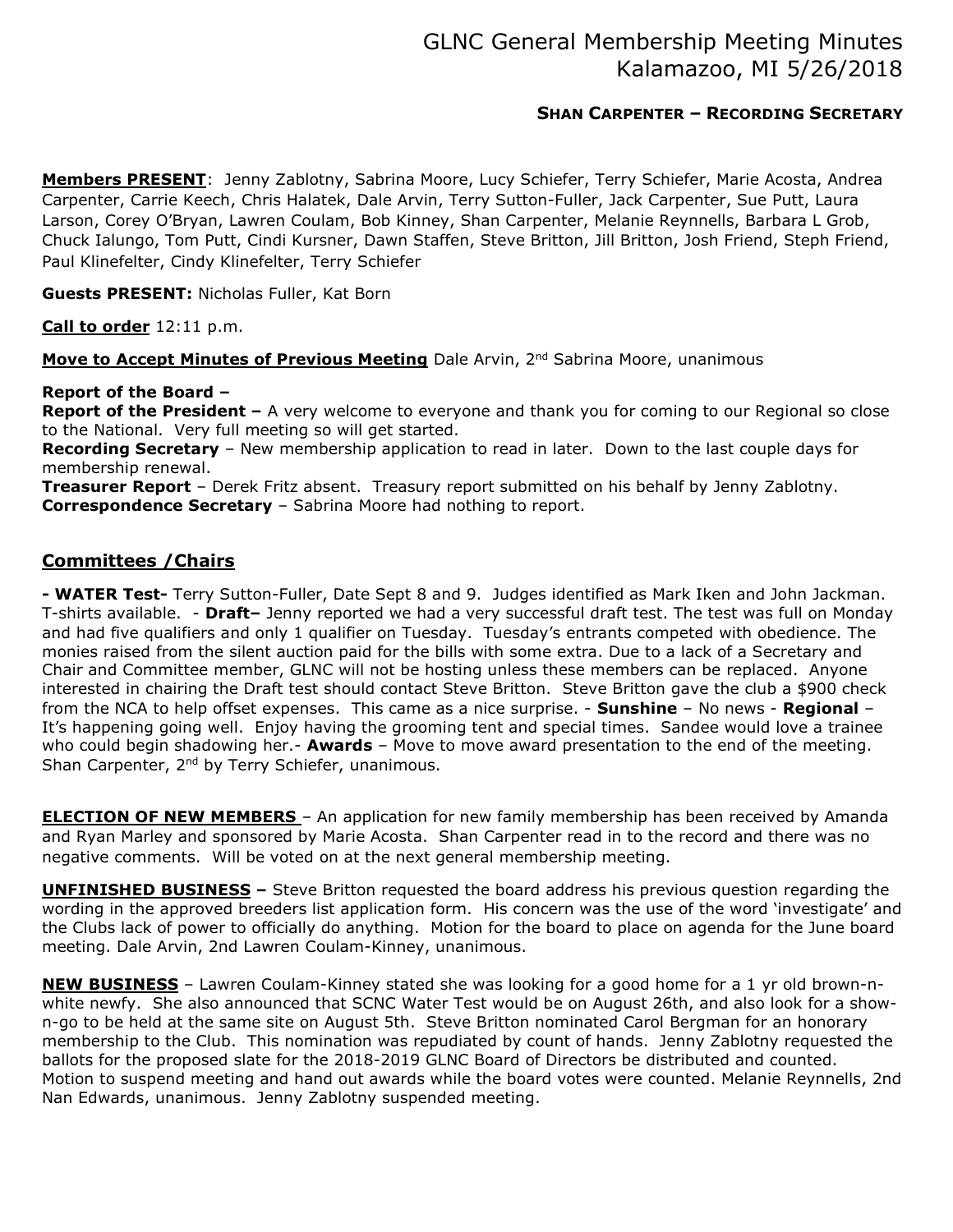# GLNC General Membership Meeting Minutes
# Kalamazoo, MI 5/26/2018

**SHAN CARPENTER – RECORDING SECRETARY**

**Members PRESENT**: Jenny Zablotny, Sabrina Moore, Lucy Schiefer, Terry Schiefer, Marie Acosta, Andrea Carpenter, Carrie Keech, Chris Halatek, Dale Arvin, Terry Sutton-Fuller, Jack Carpenter, Sue Putt, Laura Larson, Corey O'Bryan, Lawren Coulam, Bob Kinney, Shan Carpenter, Melanie Reynnells, Barbara L Grob, Chuck Ialungo, Tom Putt, Cindi Kursner, Dawn Staffen, Steve Britton, Jill Britton, Josh Friend, Steph Friend, Paul Klinefelter, Cindy Klinefelter, Terry Schiefer

**Guests PRESENT:** Nicholas Fuller, Kat Born

**Call to order** 12:11 p.m.

**Move to Accept Minutes of Previous Meeting** Dale Arvin, 2nd Sabrina Moore, unanimous

**Report of the Board –**
**Report of the President –** A very welcome to everyone and thank you for coming to our Regional so close to the National. Very full meeting so will get started.
**Recording Secretary** – New membership application to read in later. Down to the last couple days for membership renewal.
**Treasurer Report** – Derek Fritz absent. Treasury report submitted on his behalf by Jenny Zablotny.
**Correspondence Secretary** – Sabrina Moore had nothing to report.

## Committees /Chairs

**- WATER Test-** Terry Sutton-Fuller, Date Sept 8 and 9. Judges identified as Mark Iken and John Jackman. T-shirts available. - **Draft–** Jenny reported we had a very successful draft test. The test was full on Monday and had five qualifiers and only 1 qualifier on Tuesday. Tuesday's entrants competed with obedience. The monies raised from the silent auction paid for the bills with some extra. Due to a lack of a Secretary and Chair and Committee member, GLNC will not be hosting unless these members can be replaced. Anyone interested in chairing the Draft test should contact Steve Britton. Steve Britton gave the club a $900 check from the NCA to help offset expenses. This came as a nice surprise. - **Sunshine** – No news - **Regional** – It's happening going well. Enjoy having the grooming tent and special times. Sandee would love a trainee who could begin shadowing her.- **Awards** – Move to move award presentation to the end of the meeting. Shan Carpenter, 2nd by Terry Schiefer, unanimous.

**ELECTION OF NEW MEMBERS** – An application for new family membership has been received by Amanda and Ryan Marley and sponsored by Marie Acosta. Shan Carpenter read in to the record and there was no negative comments. Will be voted on at the next general membership meeting.

**UNFINISHED BUSINESS –** Steve Britton requested the board address his previous question regarding the wording in the approved breeders list application form. His concern was the use of the word 'investigate' and the Clubs lack of power to officially do anything. Motion for the board to place on agenda for the June board meeting. Dale Arvin, 2nd Lawren Coulam-Kinney, unanimous.

**NEW BUSINESS** – Lawren Coulam-Kinney stated she was looking for a good home for a 1 yr old brown-n-white newfy. She also announced that SCNC Water Test would be on August 26th, and also look for a show-n-go to be held at the same site on August 5th. Steve Britton nominated Carol Bergman for an honorary membership to the Club. This nomination was repudiated by count of hands. Jenny Zablotny requested the ballots for the proposed slate for the 2018-2019 GLNC Board of Directors be distributed and counted. Motion to suspend meeting and hand out awards while the board votes were counted. Melanie Reynnells, 2nd Nan Edwards, unanimous. Jenny Zablotny suspended meeting.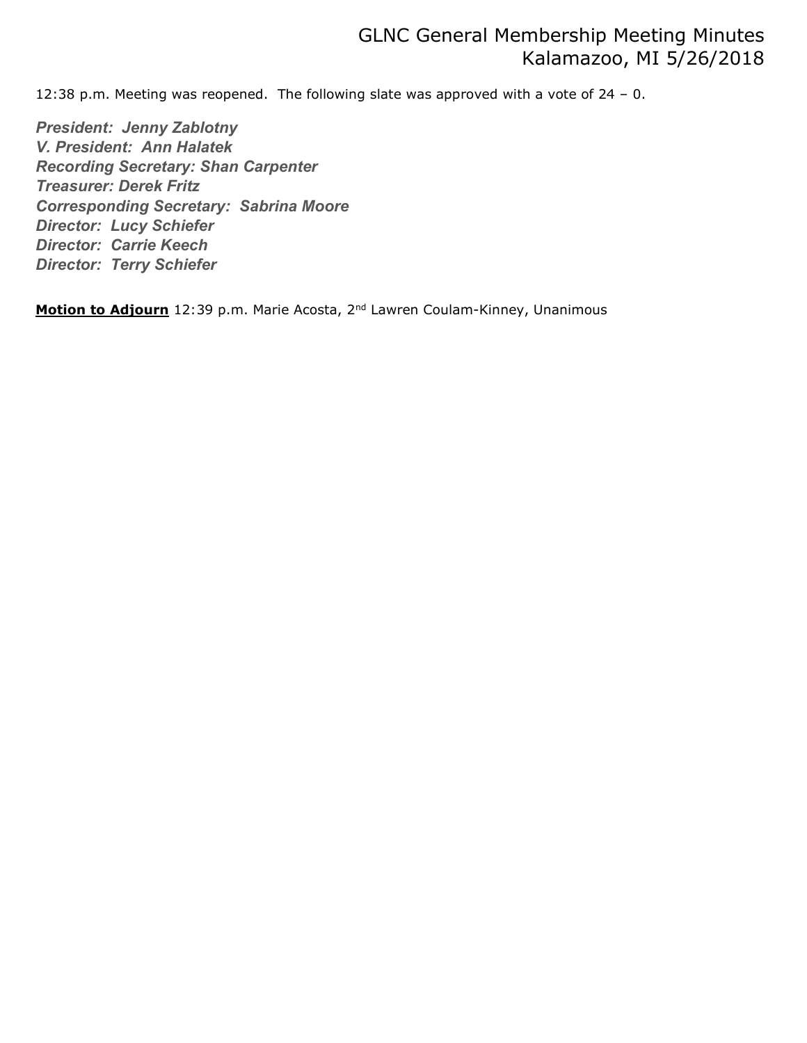12:38 p.m. Meeting was reopened. The following slate was approved with a vote of 24 – 0.

***President: Jenny Zablotny***
***V. President: Ann Halatek***
***Recording Secretary: Shan Carpenter***
***Treasurer: Derek Fritz***
***Corresponding Secretary: Sabrina Moore***
***Director: Lucy Schiefer***
***Director: Carrie Keech***
***Director: Terry Schiefer***

**<u>Motion to Adjourn</u>** 12:39 p.m. Marie Acosta, 2nd Lawren Coulam-Kinney, Unanimous